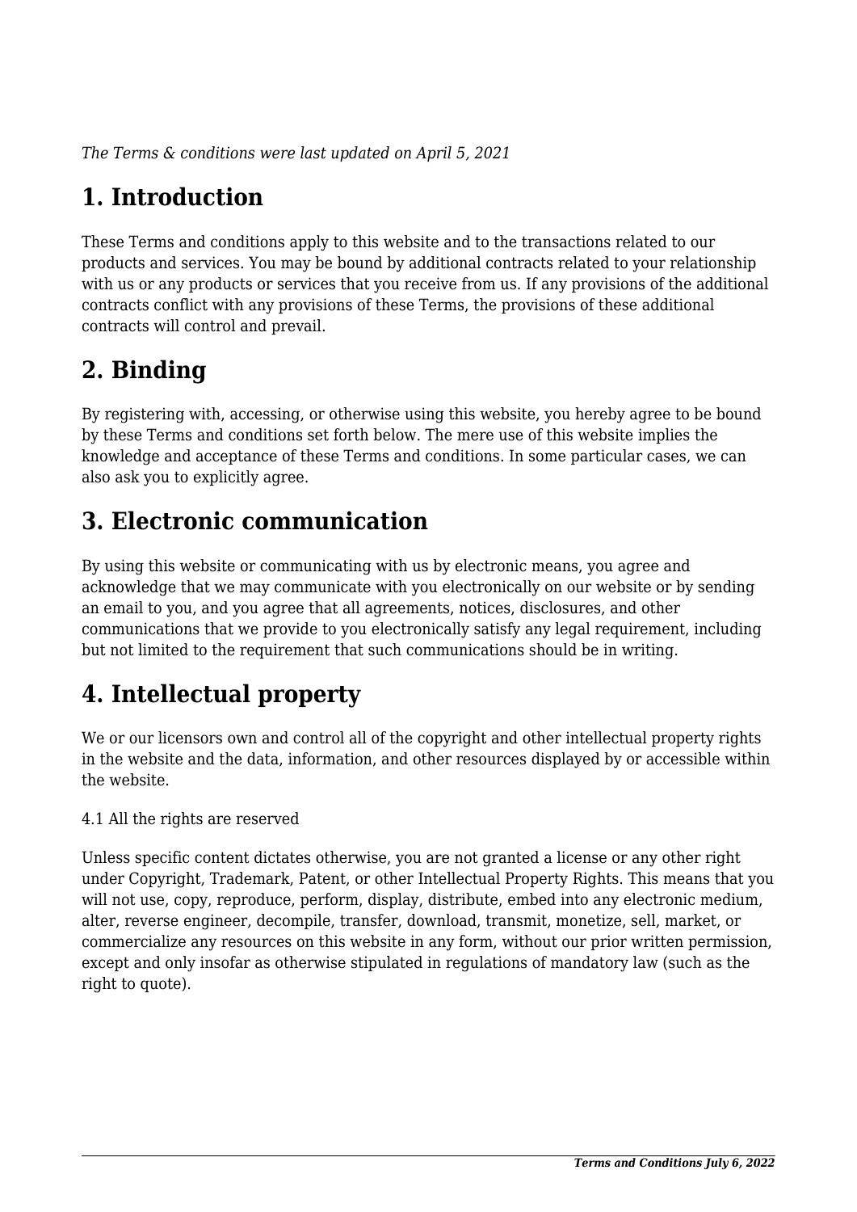*The Terms & conditions were last updated on April 5, 2021*

# 1. Introduction

These Terms and conditions apply to this website and to the transactions related to our products and services. You may be bound by additional contracts related to your relationship with us or any products or services that you receive from us. If any provisions of the additional contracts conflict with any provisions of these Terms, the provisions of these additional contracts will control and prevail.

# 2. Binding

By registering with, accessing, or otherwise using this website, you hereby agree to be bound by these Terms and conditions set forth below. The mere use of this website implies the knowledge and acceptance of these Terms and conditions. In some particular cases, we can also ask you to explicitly agree.

# 3. Electronic communication

By using this website or communicating with us by electronic means, you agree and acknowledge that we may communicate with you electronically on our website or by sending an email to you, and you agree that all agreements, notices, disclosures, and other communications that we provide to you electronically satisfy any legal requirement, including but not limited to the requirement that such communications should be in writing.

# 4. Intellectual property

We or our licensors own and control all of the copyright and other intellectual property rights in the website and the data, information, and other resources displayed by or accessible within the website.

4.1 All the rights are reserved

Unless specific content dictates otherwise, you are not granted a license or any other right under Copyright, Trademark, Patent, or other Intellectual Property Rights. This means that you will not use, copy, reproduce, perform, display, distribute, embed into any electronic medium, alter, reverse engineer, decompile, transfer, download, transmit, monetize, sell, market, or commercialize any resources on this website in any form, without our prior written permission, except and only insofar as otherwise stipulated in regulations of mandatory law (such as the right to quote).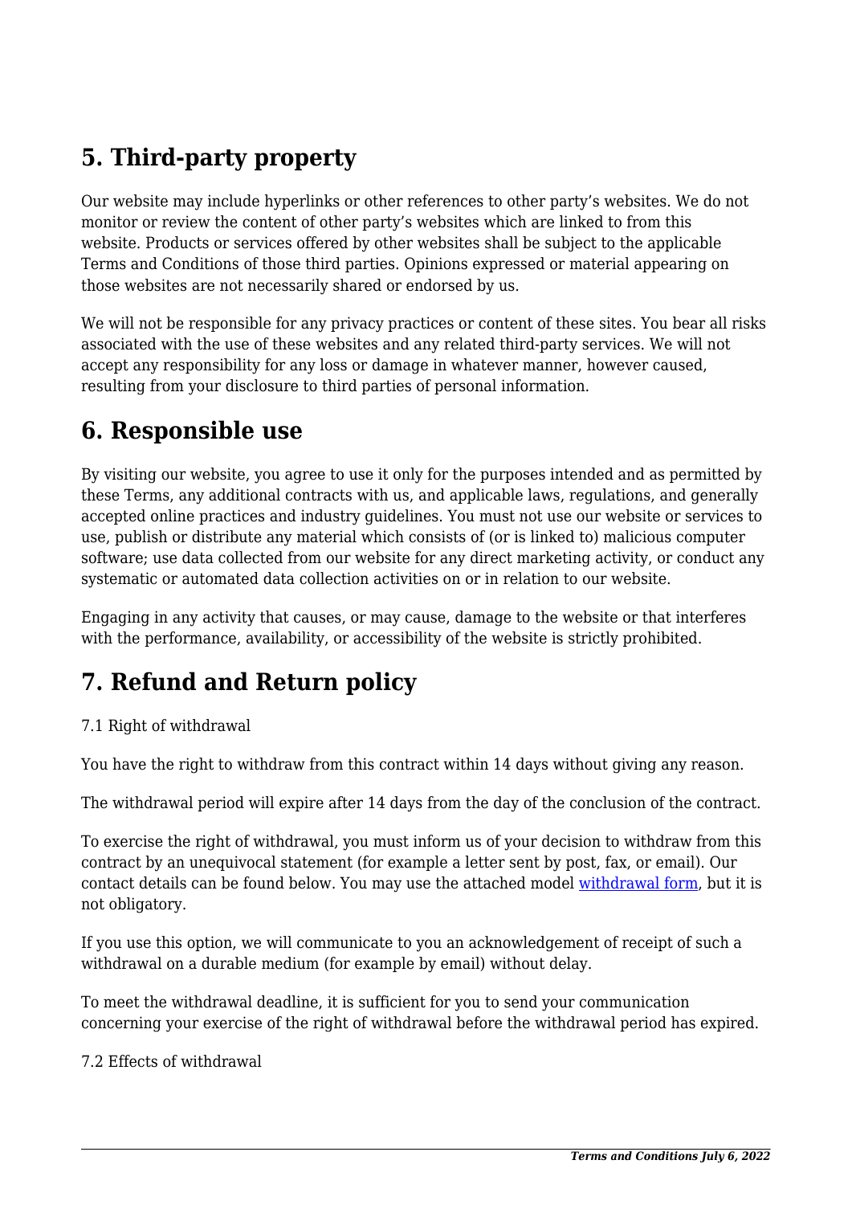## 5. Third-party property

Our website may include hyperlinks or other references to other party's websites. We do not monitor or review the content of other party's websites which are linked to from this website. Products or services offered by other websites shall be subject to the applicable Terms and Conditions of those third parties. Opinions expressed or material appearing on those websites are not necessarily shared or endorsed by us.

We will not be responsible for any privacy practices or content of these sites. You bear all risks associated with the use of these websites and any related third-party services. We will not accept any responsibility for any loss or damage in whatever manner, however caused, resulting from your disclosure to third parties of personal information.

## 6. Responsible use

By visiting our website, you agree to use it only for the purposes intended and as permitted by these Terms, any additional contracts with us, and applicable laws, regulations, and generally accepted online practices and industry guidelines. You must not use our website or services to use, publish or distribute any material which consists of (or is linked to) malicious computer software; use data collected from our website for any direct marketing activity, or conduct any systematic or automated data collection activities on or in relation to our website.

Engaging in any activity that causes, or may cause, damage to the website or that interferes with the performance, availability, or accessibility of the website is strictly prohibited.

## 7. Refund and Return policy

7.1 Right of withdrawal

You have the right to withdraw from this contract within 14 days without giving any reason.

The withdrawal period will expire after 14 days from the day of the conclusion of the contract.

To exercise the right of withdrawal, you must inform us of your decision to withdraw from this contract by an unequivocal statement (for example a letter sent by post, fax, or email). Our contact details can be found below. You may use the attached model withdrawal form, but it is not obligatory.

If you use this option, we will communicate to you an acknowledgement of receipt of such a withdrawal on a durable medium (for example by email) without delay.

To meet the withdrawal deadline, it is sufficient for you to send your communication concerning your exercise of the right of withdrawal before the withdrawal period has expired.

7.2 Effects of withdrawal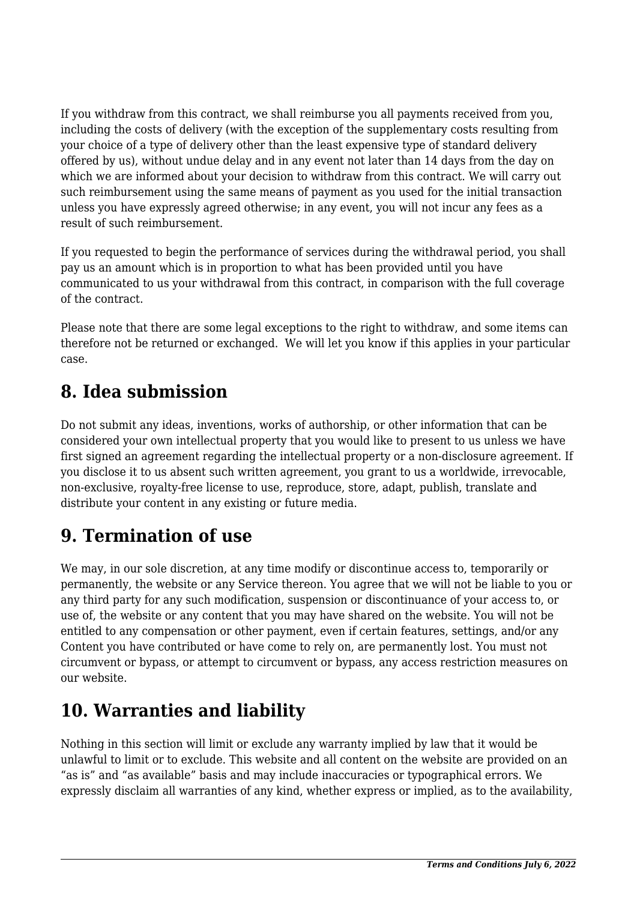If you withdraw from this contract, we shall reimburse you all payments received from you, including the costs of delivery (with the exception of the supplementary costs resulting from your choice of a type of delivery other than the least expensive type of standard delivery offered by us), without undue delay and in any event not later than 14 days from the day on which we are informed about your decision to withdraw from this contract. We will carry out such reimbursement using the same means of payment as you used for the initial transaction unless you have expressly agreed otherwise; in any event, you will not incur any fees as a result of such reimbursement.

If you requested to begin the performance of services during the withdrawal period, you shall pay us an amount which is in proportion to what has been provided until you have communicated to us your withdrawal from this contract, in comparison with the full coverage of the contract.

Please note that there are some legal exceptions to the right to withdraw, and some items can therefore not be returned or exchanged.  We will let you know if this applies in your particular case.

## 8. Idea submission

Do not submit any ideas, inventions, works of authorship, or other information that can be considered your own intellectual property that you would like to present to us unless we have first signed an agreement regarding the intellectual property or a non-disclosure agreement. If you disclose it to us absent such written agreement, you grant to us a worldwide, irrevocable, non-exclusive, royalty-free license to use, reproduce, store, adapt, publish, translate and distribute your content in any existing or future media.

## 9. Termination of use

We may, in our sole discretion, at any time modify or discontinue access to, temporarily or permanently, the website or any Service thereon. You agree that we will not be liable to you or any third party for any such modification, suspension or discontinuance of your access to, or use of, the website or any content that you may have shared on the website. You will not be entitled to any compensation or other payment, even if certain features, settings, and/or any Content you have contributed or have come to rely on, are permanently lost. You must not circumvent or bypass, or attempt to circumvent or bypass, any access restriction measures on our website.

## 10. Warranties and liability

Nothing in this section will limit or exclude any warranty implied by law that it would be unlawful to limit or to exclude. This website and all content on the website are provided on an "as is" and "as available" basis and may include inaccuracies or typographical errors. We expressly disclaim all warranties of any kind, whether express or implied, as to the availability,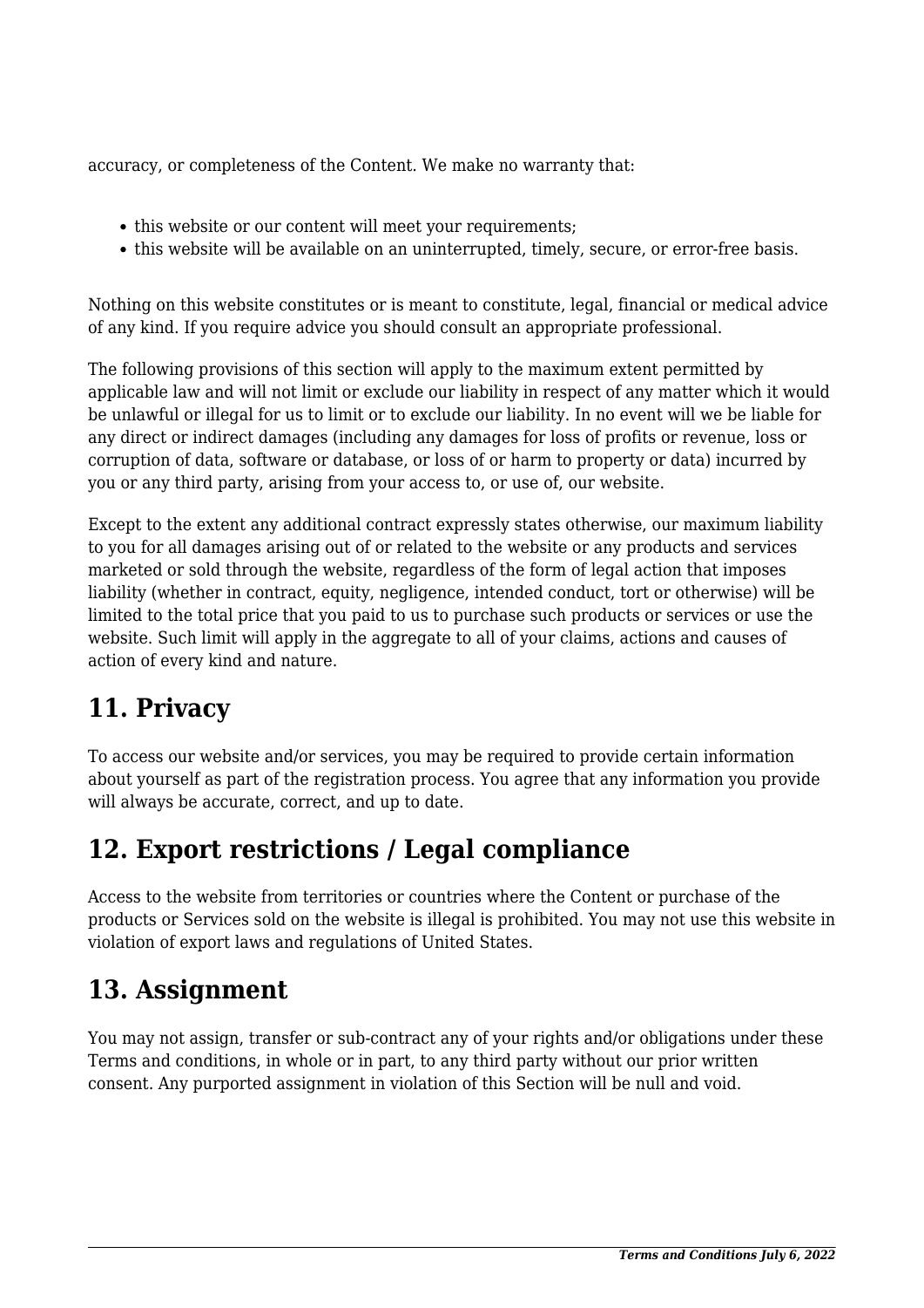accuracy, or completeness of the Content. We make no warranty that:

- this website or our content will meet your requirements;
- this website will be available on an uninterrupted, timely, secure, or error-free basis.

Nothing on this website constitutes or is meant to constitute, legal, financial or medical advice of any kind. If you require advice you should consult an appropriate professional.

The following provisions of this section will apply to the maximum extent permitted by applicable law and will not limit or exclude our liability in respect of any matter which it would be unlawful or illegal for us to limit or to exclude our liability. In no event will we be liable for any direct or indirect damages (including any damages for loss of profits or revenue, loss or corruption of data, software or database, or loss of or harm to property or data) incurred by you or any third party, arising from your access to, or use of, our website.

Except to the extent any additional contract expressly states otherwise, our maximum liability to you for all damages arising out of or related to the website or any products and services marketed or sold through the website, regardless of the form of legal action that imposes liability (whether in contract, equity, negligence, intended conduct, tort or otherwise) will be limited to the total price that you paid to us to purchase such products or services or use the website. Such limit will apply in the aggregate to all of your claims, actions and causes of action of every kind and nature.

## 11. Privacy

To access our website and/or services, you may be required to provide certain information about yourself as part of the registration process. You agree that any information you provide will always be accurate, correct, and up to date.

## 12. Export restrictions / Legal compliance

Access to the website from territories or countries where the Content or purchase of the products or Services sold on the website is illegal is prohibited. You may not use this website in violation of export laws and regulations of United States.

## 13. Assignment

You may not assign, transfer or sub-contract any of your rights and/or obligations under these Terms and conditions, in whole or in part, to any third party without our prior written consent. Any purported assignment in violation of this Section will be null and void.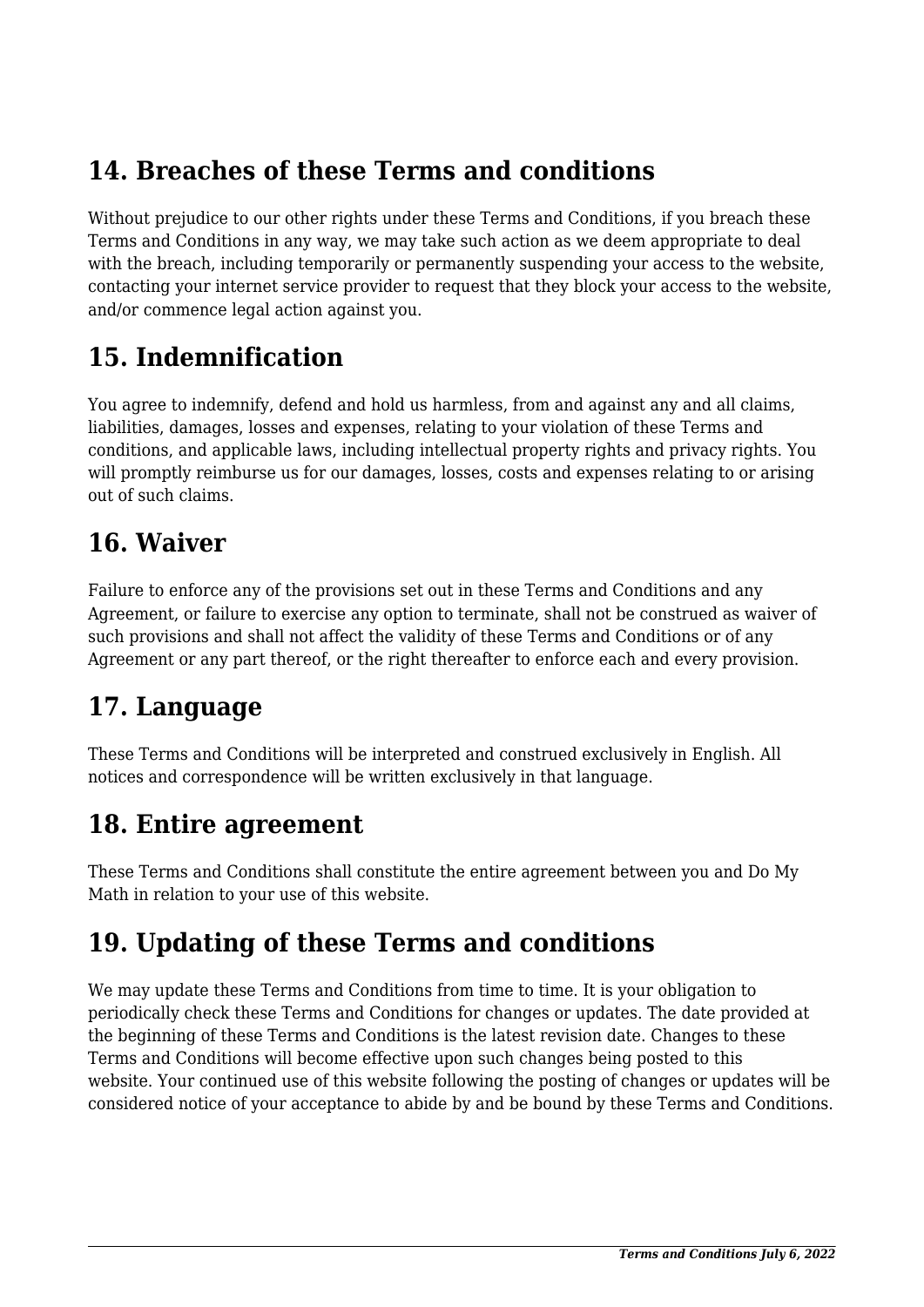## 14. Breaches of these Terms and conditions

Without prejudice to our other rights under these Terms and Conditions, if you breach these Terms and Conditions in any way, we may take such action as we deem appropriate to deal with the breach, including temporarily or permanently suspending your access to the website, contacting your internet service provider to request that they block your access to the website, and/or commence legal action against you.

## 15. Indemnification

You agree to indemnify, defend and hold us harmless, from and against any and all claims, liabilities, damages, losses and expenses, relating to your violation of these Terms and conditions, and applicable laws, including intellectual property rights and privacy rights. You will promptly reimburse us for our damages, losses, costs and expenses relating to or arising out of such claims.

## 16. Waiver

Failure to enforce any of the provisions set out in these Terms and Conditions and any Agreement, or failure to exercise any option to terminate, shall not be construed as waiver of such provisions and shall not affect the validity of these Terms and Conditions or of any Agreement or any part thereof, or the right thereafter to enforce each and every provision.

## 17. Language

These Terms and Conditions will be interpreted and construed exclusively in English. All notices and correspondence will be written exclusively in that language.

## 18. Entire agreement

These Terms and Conditions shall constitute the entire agreement between you and Do My Math in relation to your use of this website.

## 19. Updating of these Terms and conditions

We may update these Terms and Conditions from time to time. It is your obligation to periodically check these Terms and Conditions for changes or updates. The date provided at the beginning of these Terms and Conditions is the latest revision date. Changes to these Terms and Conditions will become effective upon such changes being posted to this website. Your continued use of this website following the posting of changes or updates will be considered notice of your acceptance to abide by and be bound by these Terms and Conditions.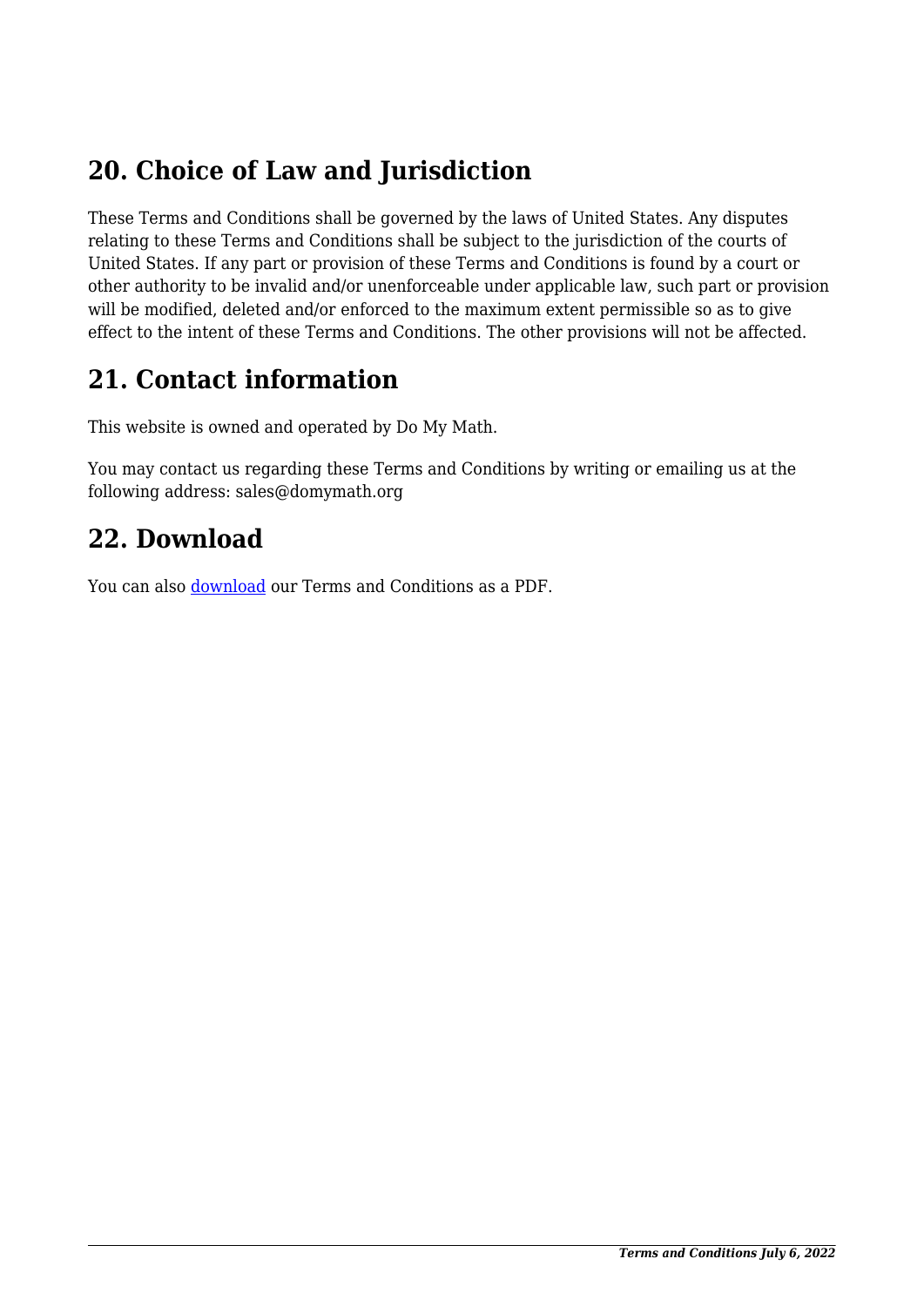## 20. Choice of Law and Jurisdiction

These Terms and Conditions shall be governed by the laws of United States. Any disputes relating to these Terms and Conditions shall be subject to the jurisdiction of the courts of United States. If any part or provision of these Terms and Conditions is found by a court or other authority to be invalid and/or unenforceable under applicable law, such part or provision will be modified, deleted and/or enforced to the maximum extent permissible so as to give effect to the intent of these Terms and Conditions. The other provisions will not be affected.

## 21. Contact information

This website is owned and operated by Do My Math.

You may contact us regarding these Terms and Conditions by writing or emailing us at the following address: sales@domymath.org

## 22. Download

You can also download our Terms and Conditions as a PDF.